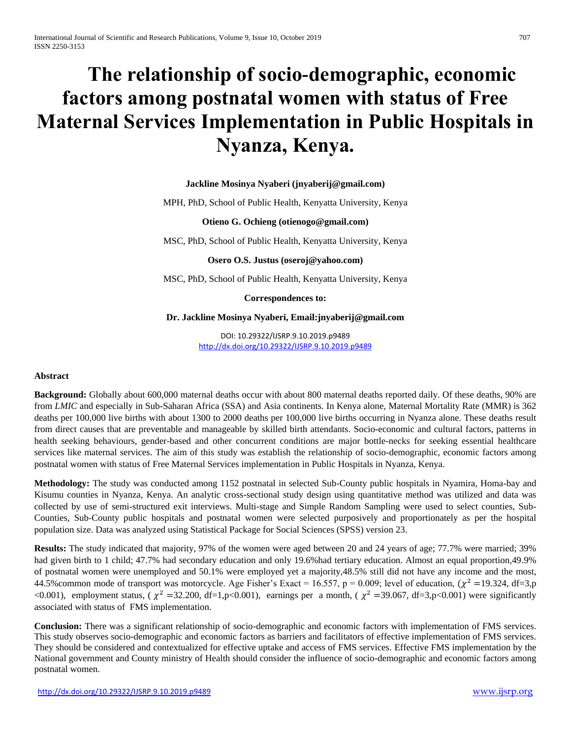# The relationship of socio-demographic, economic factors among postnatal women with status of Free Maternal Services Implementation in Public Hospitals in Nyanza, Kenya.

**Jackline Mosinya Nyaberi (jnyaberij@gmail.com)**

MPH, PhD, School of Public Health, Kenyatta University, Kenya

**Otieno G. Ochieng (otienogo@gmail.com)**

MSC, PhD, School of Public Health, Kenyatta University, Kenya

**Osero O.S. Justus (oseroj@yahoo.com)**

MSC, PhD, School of Public Health, Kenyatta University, Kenya

**Correspondences to:**

**Dr. Jackline Mosinya Nyaberi, Email:jnyaberij@gmail.com**

DOI: 10.29322/IJSRP.9.10.2019.p9489
http://dx.doi.org/10.29322/IJSRP.9.10.2019.p9489

### Abstract

**Background:** Globally about 600,000 maternal deaths occur with about 800 maternal deaths reported daily. Of these deaths, 90% are from *LMIC* and especially in Sub-Saharan Africa (SSA) and Asia continents. In Kenya alone, Maternal Mortality Rate (MMR) is 362 deaths per 100,000 live births with about 1300 to 2000 deaths per 100,000 live births occurring in Nyanza alone. These deaths result from direct causes that are preventable and manageable by skilled birth attendants. Socio-economic and cultural factors, patterns in health seeking behaviours, gender-based and other concurrent conditions are major bottle-necks for seeking essential healthcare services like maternal services. The aim of this study was establish the relationship of socio-demographic, economic factors among postnatal women with status of Free Maternal Services implementation in Public Hospitals in Nyanza, Kenya.

**Methodology:** The study was conducted among 1152 postnatal in selected Sub-County public hospitals in Nyamira, Homa-bay and Kisumu counties in Nyanza, Kenya. An analytic cross-sectional study design using quantitative method was utilized and data was collected by use of semi-structured exit interviews. Multi-stage and Simple Random Sampling were used to select counties, Sub-Counties, Sub-County public hospitals and postnatal women were selected purposively and proportionately as per the hospital population size. Data was analyzed using Statistical Package for Social Sciences (SPSS) version 23.

**Results:** The study indicated that majority, 97% of the women were aged between 20 and 24 years of age; 77.7% were married; 39% had given birth to 1 child; 47.7% had secondary education and only 19.6%had tertiary education. Almost an equal proportion,49.9% of postnatal women were unemployed and 50.1% were employed yet a majority,48.5% still did not have any income and the most, 44.5%common mode of transport was motorcycle. Age Fisher's Exact = 16.557, p = 0.009; level of education, ($\chi^2$ =19.324, df=3,p <0.001), employment status, ( $\chi^2$ =32.200, df=1,p<0.001), earnings per a month, ( $\chi^2$ =39.067, df=3,p<0.001) were significantly associated with status of FMS implementation.

**Conclusion:** There was a significant relationship of socio-demographic and economic factors with implementation of FMS services. This study observes socio-demographic and economic factors as barriers and facilitators of effective implementation of FMS services. They should be considered and contextualized for effective uptake and access of FMS services. Effective FMS implementation by the National government and County ministry of Health should consider the influence of socio-demographic and economic factors among postnatal women.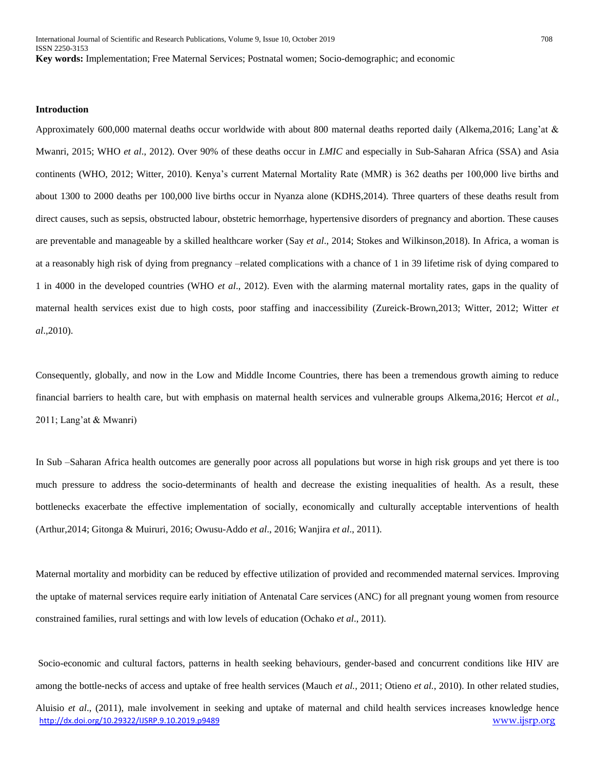**Key words:** Implementation; Free Maternal Services; Postnatal women; Socio-demographic; and economic

**Introduction**

Approximately 600,000 maternal deaths occur worldwide with about 800 maternal deaths reported daily (Alkema,2016; Lang'at & Mwanri, 2015; WHO *et al*., 2012). Over 90% of these deaths occur in *LMIC* and especially in Sub-Saharan Africa (SSA) and Asia continents (WHO, 2012; Witter, 2010). Kenya's current Maternal Mortality Rate (MMR) is 362 deaths per 100,000 live births and about 1300 to 2000 deaths per 100,000 live births occur in Nyanza alone (KDHS,2014). Three quarters of these deaths result from direct causes, such as sepsis, obstructed labour, obstetric hemorrhage, hypertensive disorders of pregnancy and abortion. These causes are preventable and manageable by a skilled healthcare worker (Say *et al*., 2014; Stokes and Wilkinson,2018). In Africa, a woman is at a reasonably high risk of dying from pregnancy –related complications with a chance of 1 in 39 lifetime risk of dying compared to 1 in 4000 in the developed countries (WHO *et al*., 2012). Even with the alarming maternal mortality rates, gaps in the quality of maternal health services exist due to high costs, poor staffing and inaccessibility (Zureick-Brown,2013; Witter, 2012; Witter *et al*.,2010).

Consequently, globally, and now in the Low and Middle Income Countries, there has been a tremendous growth aiming to reduce financial barriers to health care, but with emphasis on maternal health services and vulnerable groups Alkema,2016; Hercot *et al.,* 2011; Lang'at & Mwanri)

In Sub –Saharan Africa health outcomes are generally poor across all populations but worse in high risk groups and yet there is too much pressure to address the socio-determinants of health and decrease the existing inequalities of health. As a result, these bottlenecks exacerbate the effective implementation of socially, economically and culturally acceptable interventions of health (Arthur,2014; Gitonga & Muiruri, 2016; Owusu-Addo *et al*., 2016; Wanjira *et al*., 2011).

Maternal mortality and morbidity can be reduced by effective utilization of provided and recommended maternal services. Improving the uptake of maternal services require early initiation of Antenatal Care services (ANC) for all pregnant young women from resource constrained families, rural settings and with low levels of education (Ochako *et al*., 2011).

Socio-economic and cultural factors, patterns in health seeking behaviours, gender-based and concurrent conditions like HIV are among the bottle-necks of access and uptake of free health services (Mauch *et al.,* 2011; Otieno *et al.,* 2010). In other related studies, Aluisio *et al*., (2011), male involvement in seeking and uptake of maternal and child health services increases knowledge hence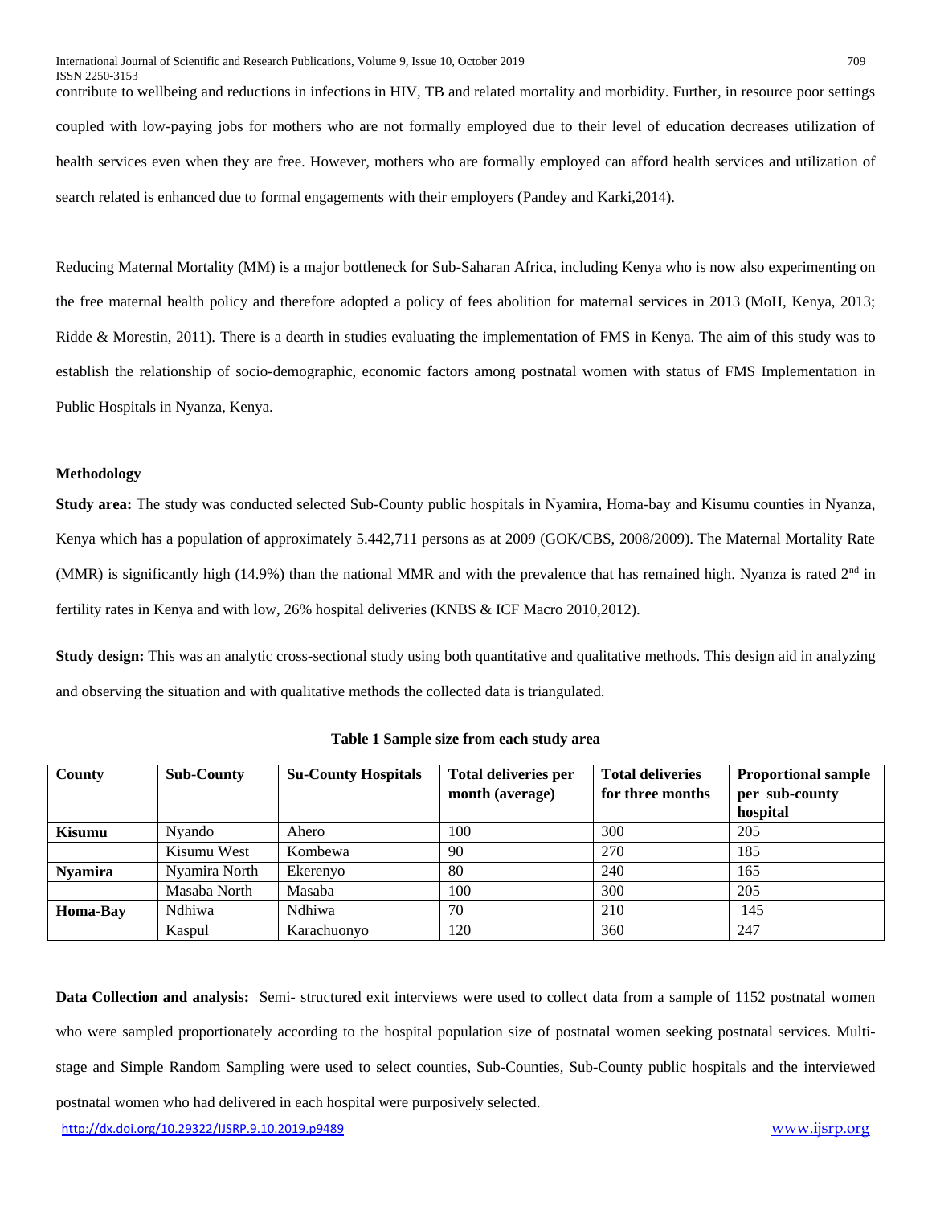contribute to wellbeing and reductions in infections in HIV, TB and related mortality and morbidity. Further, in resource poor settings coupled with low-paying jobs for mothers who are not formally employed due to their level of education decreases utilization of health services even when they are free. However, mothers who are formally employed can afford health services and utilization of search related is enhanced due to formal engagements with their employers (Pandey and Karki,2014).

Reducing Maternal Mortality (MM) is a major bottleneck for Sub-Saharan Africa, including Kenya who is now also experimenting on the free maternal health policy and therefore adopted a policy of fees abolition for maternal services in 2013 (MoH, Kenya, 2013; Ridde & Morestin, 2011). There is a dearth in studies evaluating the implementation of FMS in Kenya. The aim of this study was to establish the relationship of socio-demographic, economic factors among postnatal women with status of FMS Implementation in Public Hospitals in Nyanza, Kenya.

### Methodology

**Study area:** The study was conducted selected Sub-County public hospitals in Nyamira, Homa-bay and Kisumu counties in Nyanza, Kenya which has a population of approximately 5.442,711 persons as at 2009 (GOK/CBS, 2008/2009). The Maternal Mortality Rate (MMR) is significantly high (14.9%) than the national MMR and with the prevalence that has remained high. Nyanza is rated 2nd in fertility rates in Kenya and with low, 26% hospital deliveries (KNBS & ICF Macro 2010,2012).

**Study design:** This was an analytic cross-sectional study using both quantitative and qualitative methods. This design aid in analyzing and observing the situation and with qualitative methods the collected data is triangulated.

**Table 1 Sample size from each study area**

| County | Sub-County | Su-County Hospitals | Total deliveries per month (average) | Total deliveries for three months | Proportional sample per sub-county hospital |
|---|---|---|---|---|---|
| **Kisumu** | Nyando | Ahero | 100 | 300 | 205 |
| | Kisumu West | Kombewa | 90 | 270 | 185 |
| **Nyamira** | Nyamira North | Ekerenyo | 80 | 240 | 165 |
| | Masaba North | Masaba | 100 | 300 | 205 |
| **Homa-Bay** | Ndhiwa | Ndhiwa | 70 | 210 | 145 |
| | Kaspul | Karachuonyo | 120 | 360 | 247 |

**Data Collection and analysis:** Semi- structured exit interviews were used to collect data from a sample of 1152 postnatal women who were sampled proportionately according to the hospital population size of postnatal women seeking postnatal services. Multi-stage and Simple Random Sampling were used to select counties, Sub-Counties, Sub-County public hospitals and the interviewed postnatal women who had delivered in each hospital were purposively selected.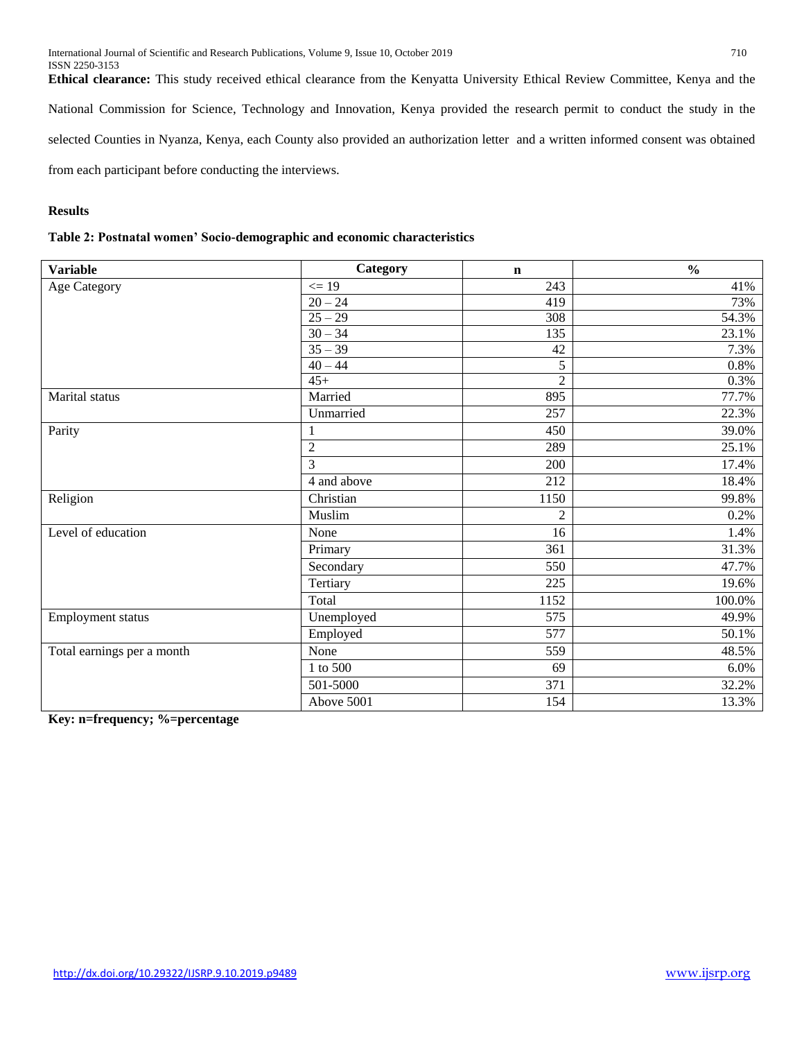**Ethical clearance:** This study received ethical clearance from the Kenyatta University Ethical Review Committee, Kenya and the National Commission for Science, Technology and Innovation, Kenya provided the research permit to conduct the study in the selected Counties in Nyanza, Kenya, each County also provided an authorization letter and a written informed consent was obtained from each participant before conducting the interviews.

## Results

**Table 2: Postnatal women' Socio-demographic and economic characteristics**

| Variable | Category | n | % |
|---|---|---|---|
| Age Category | <= 19 | 243 | 41% |
| | 20 – 24 | 419 | 73% |
| | 25 – 29 | 308 | 54.3% |
| | 30 – 34 | 135 | 23.1% |
| | 35 – 39 | 42 | 7.3% |
| | 40 – 44 | 5 | 0.8% |
| | 45+ | 2 | 0.3% |
| Marital status | Married | 895 | 77.7% |
| | Unmarried | 257 | 22.3% |
| Parity | 1 | 450 | 39.0% |
| | 2 | 289 | 25.1% |
| | 3 | 200 | 17.4% |
| | 4 and above | 212 | 18.4% |
| Religion | Christian | 1150 | 99.8% |
| | Muslim | 2 | 0.2% |
| Level of education | None | 16 | 1.4% |
| | Primary | 361 | 31.3% |
| | Secondary | 550 | 47.7% |
| | Tertiary | 225 | 19.6% |
| | Total | 1152 | 100.0% |
| Employment status | Unemployed | 575 | 49.9% |
| | Employed | 577 | 50.1% |
| Total earnings per a month | None | 559 | 48.5% |
| | 1 to 500 | 69 | 6.0% |
| | 501-5000 | 371 | 32.2% |
| | Above 5001 | 154 | 13.3% |

**Key: n=frequency; %=percentage**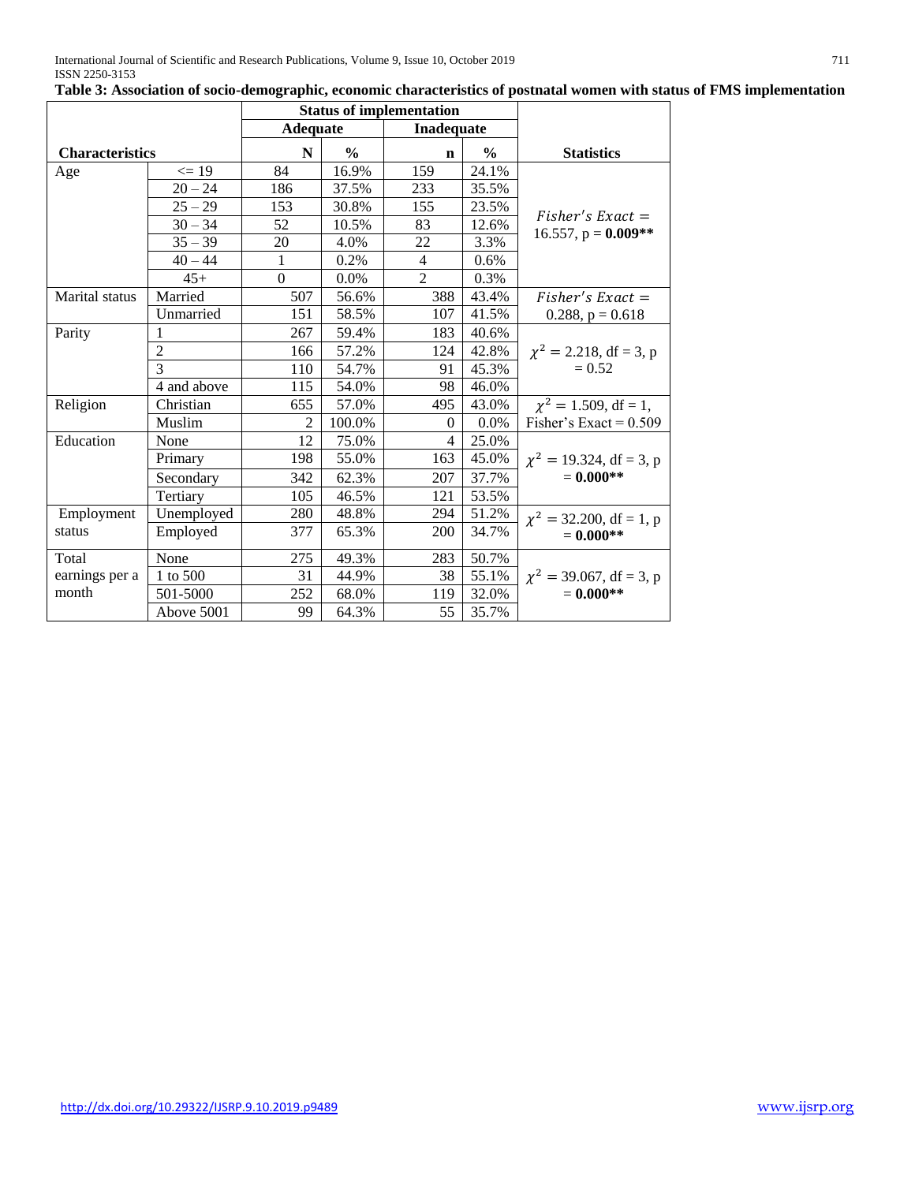**Table 3: Association of socio-demographic, economic characteristics of postnatal women with status of FMS implementation**

| Characteristics | | Status of implementation | | | | Statistics |
|---|---|---|---|---|---|---|
| | | Adequate | | Inadequate | | |
| | | N | % | n | % | |
| Age | <= 19 | 84 | 16.9% | 159 | 24.1% | *Fisher's Exact* = 16.557, p = **0.009**** |
| | 20 – 24 | 186 | 37.5% | 233 | 35.5% | |
| | 25 – 29 | 153 | 30.8% | 155 | 23.5% | |
| | 30 – 34 | 52 | 10.5% | 83 | 12.6% | |
| | 35 – 39 | 20 | 4.0% | 22 | 3.3% | |
| | 40 – 44 | 1 | 0.2% | 4 | 0.6% | |
| | 45+ | 0 | 0.0% | 2 | 0.3% | |
| Marital status | Married | 507 | 56.6% | 388 | 43.4% | *Fisher's Exact* = 0.288, p = 0.618 |
| | Unmarried | 151 | 58.5% | 107 | 41.5% | |
| Parity | 1 | 267 | 59.4% | 183 | 40.6% | $\chi^2$ = 2.218, df = 3, p = 0.52 |
| | 2 | 166 | 57.2% | 124 | 42.8% | |
| | 3 | 110 | 54.7% | 91 | 45.3% | |
| | 4 and above | 115 | 54.0% | 98 | 46.0% | |
| Religion | Christian | 655 | 57.0% | 495 | 43.0% | $\chi^2$ = 1.509, df = 1, Fisher's Exact = 0.509 |
| | Muslim | 2 | 100.0% | 0 | 0.0% | |
| Education | None | 12 | 75.0% | 4 | 25.0% | $\chi^2$ = 19.324, df = 3, p = **0.000**** |
| | Primary | 198 | 55.0% | 163 | 45.0% | |
| | Secondary | 342 | 62.3% | 207 | 37.7% | |
| | Tertiary | 105 | 46.5% | 121 | 53.5% | |
| Employment status | Unemployed | 280 | 48.8% | 294 | 51.2% | $\chi^2$ = 32.200, df = 1, p = **0.000**** |
| | Employed | 377 | 65.3% | 200 | 34.7% | |
| Total earnings per a month | None | 275 | 49.3% | 283 | 50.7% | $\chi^2$ = 39.067, df = 3, p = **0.000**** |
| | 1 to 500 | 31 | 44.9% | 38 | 55.1% | |
| | 501-5000 | 252 | 68.0% | 119 | 32.0% | |
| | Above 5001 | 99 | 64.3% | 55 | 35.7% | |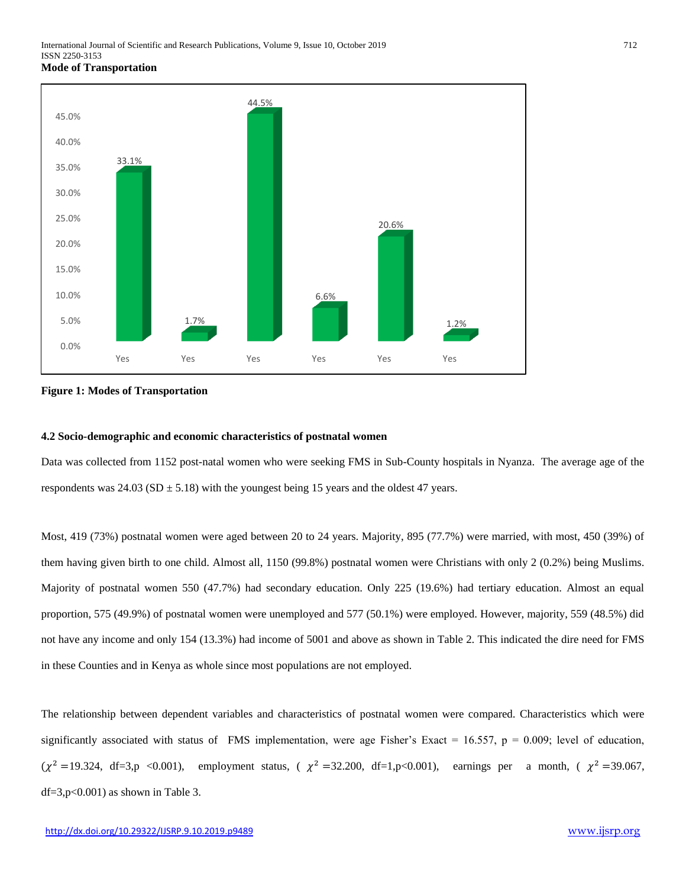**Mode of Transportation**

**Figure 1: Modes of Transportation**

#### 4.2 Socio-demographic and economic characteristics of postnatal women

Data was collected from 1152 post-natal women who were seeking FMS in Sub-County hospitals in Nyanza. The average age of the respondents was 24.03 (SD ± 5.18) with the youngest being 15 years and the oldest 47 years.

Most, 419 (73%) postnatal women were aged between 20 to 24 years. Majority, 895 (77.7%) were married, with most, 450 (39%) of them having given birth to one child. Almost all, 1150 (99.8%) postnatal women were Christians with only 2 (0.2%) being Muslims. Majority of postnatal women 550 (47.7%) had secondary education. Only 225 (19.6%) had tertiary education. Almost an equal proportion, 575 (49.9%) of postnatal women were unemployed and 577 (50.1%) were employed. However, majority, 559 (48.5%) did not have any income and only 154 (13.3%) had income of 5001 and above as shown in Table 2. This indicated the dire need for FMS in these Counties and in Kenya as whole since most populations are not employed.

The relationship between dependent variables and characteristics of postnatal women were compared. Characteristics which were significantly associated with status of FMS implementation, were age Fisher's Exact = 16.557, p = 0.009; level of education, ($\chi^2$ =19.324, df=3,p <0.001), employment status, ( $\chi^2$ =32.200, df=1,p<0.001), earnings per a month, ( $\chi^2$ =39.067, df=3,p<0.001) as shown in Table 3.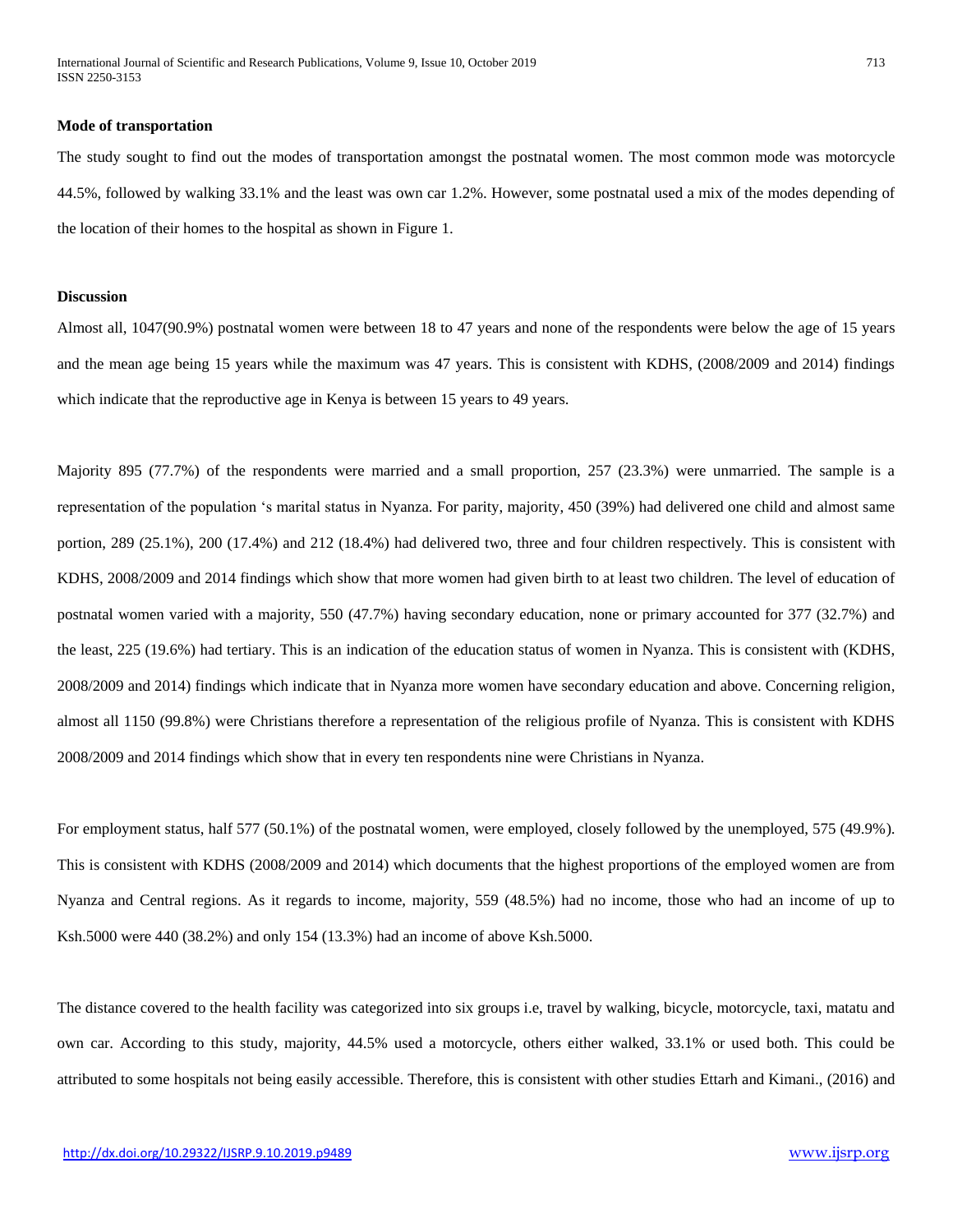**Mode of transportation**

The study sought to find out the modes of transportation amongst the postnatal women. The most common mode was motorcycle 44.5%, followed by walking 33.1% and the least was own car 1.2%. However, some postnatal used a mix of the modes depending of the location of their homes to the hospital as shown in Figure 1.

**Discussion**

Almost all, 1047(90.9%) postnatal women were between 18 to 47 years and none of the respondents were below the age of 15 years and the mean age being 15 years while the maximum was 47 years. This is consistent with KDHS, (2008/2009 and 2014) findings which indicate that the reproductive age in Kenya is between 15 years to 49 years.

Majority 895 (77.7%) of the respondents were married and a small proportion, 257 (23.3%) were unmarried. The sample is a representation of the population ‘s marital status in Nyanza. For parity, majority, 450 (39%) had delivered one child and almost same portion, 289 (25.1%), 200 (17.4%) and 212 (18.4%) had delivered two, three and four children respectively. This is consistent with KDHS, 2008/2009 and 2014 findings which show that more women had given birth to at least two children. The level of education of postnatal women varied with a majority, 550 (47.7%) having secondary education, none or primary accounted for 377 (32.7%) and the least, 225 (19.6%) had tertiary. This is an indication of the education status of women in Nyanza. This is consistent with (KDHS, 2008/2009 and 2014) findings which indicate that in Nyanza more women have secondary education and above. Concerning religion, almost all 1150 (99.8%) were Christians therefore a representation of the religious profile of Nyanza. This is consistent with KDHS 2008/2009 and 2014 findings which show that in every ten respondents nine were Christians in Nyanza.

For employment status, half 577 (50.1%) of the postnatal women, were employed, closely followed by the unemployed, 575 (49.9%). This is consistent with KDHS (2008/2009 and 2014) which documents that the highest proportions of the employed women are from Nyanza and Central regions. As it regards to income, majority, 559 (48.5%) had no income, those who had an income of up to Ksh.5000 were 440 (38.2%) and only 154 (13.3%) had an income of above Ksh.5000.

The distance covered to the health facility was categorized into six groups i.e, travel by walking, bicycle, motorcycle, taxi, matatu and own car. According to this study, majority, 44.5% used a motorcycle, others either walked, 33.1% or used both. This could be attributed to some hospitals not being easily accessible. Therefore, this is consistent with other studies Ettarh and Kimani., (2016) and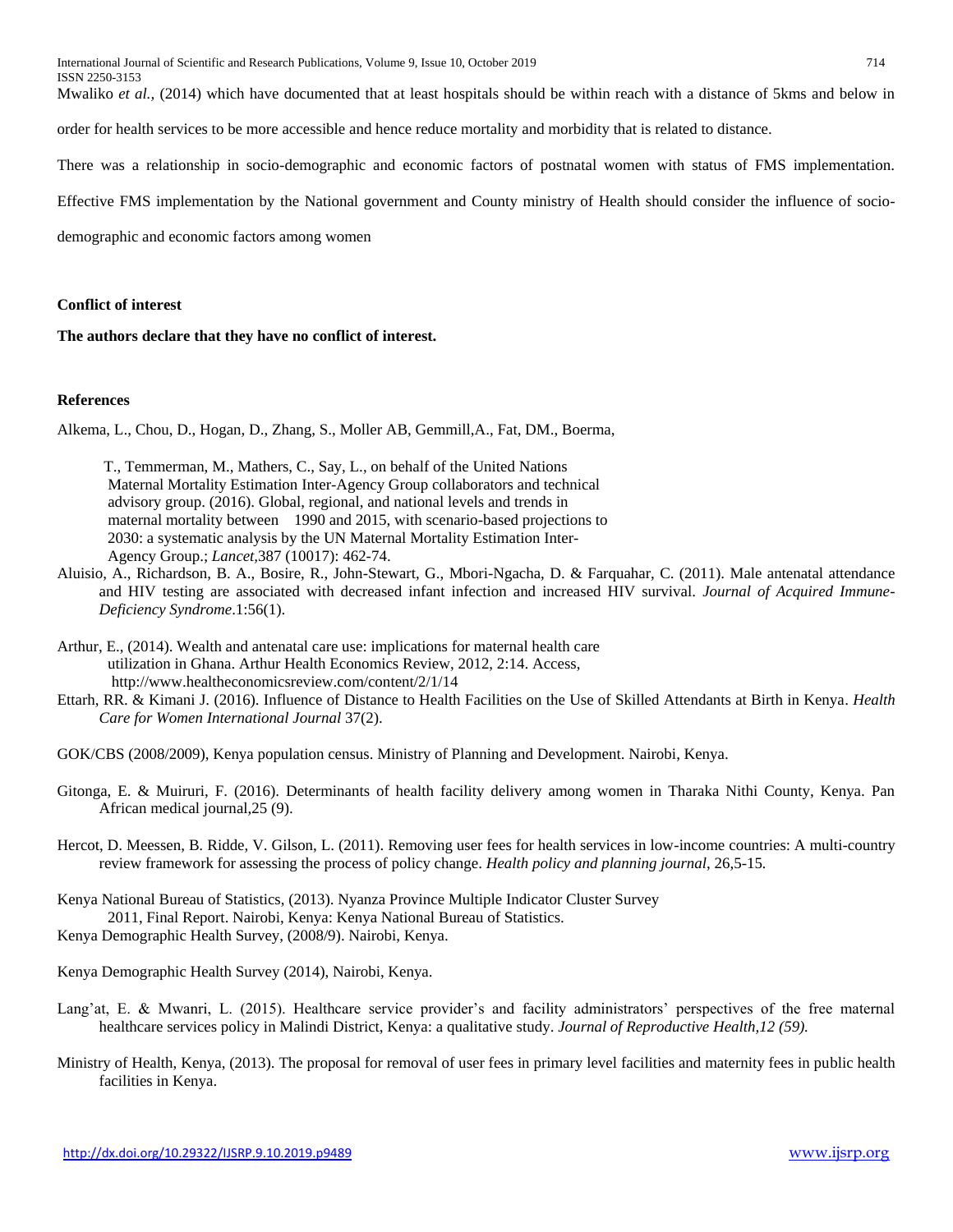Mwaliko *et al.,* (2014) which have documented that at least hospitals should be within reach with a distance of 5kms and below in order for health services to be more accessible and hence reduce mortality and morbidity that is related to distance.

There was a relationship in socio-demographic and economic factors of postnatal women with status of FMS implementation. Effective FMS implementation by the National government and County ministry of Health should consider the influence of socio-demographic and economic factors among women

**Conflict of interest**

**The authors declare that they have no conflict of interest.**

**References**

Alkema, L., Chou, D., Hogan, D., Zhang, S., Moller AB, Gemmill,A., Fat, DM., Boerma, T., Temmerman, M., Mathers, C., Say, L., on behalf of the United Nations Maternal Mortality Estimation Inter-Agency Group collaborators and technical advisory group. (2016). Global, regional, and national levels and trends in maternal mortality between 1990 and 2015, with scenario-based projections to 2030: a systematic analysis by the UN Maternal Mortality Estimation Inter-Agency Group.; *Lancet*,387 (10017): 462-74.

Aluisio, A., Richardson, B. A., Bosire, R., John-Stewart, G., Mbori-Ngacha, D. & Farquahar, C. (2011). Male antenatal attendance and HIV testing are associated with decreased infant infection and increased HIV survival. *Journal of Acquired Immune-Deficiency Syndrome*.1:56(1).

Arthur, E., (2014). Wealth and antenatal care use: implications for maternal health care utilization in Ghana. Arthur Health Economics Review, 2012, 2:14. Access, http://www.healtheconomicsreview.com/content/2/1/14

Ettarh, RR. & Kimani J. (2016). Influence of Distance to Health Facilities on the Use of Skilled Attendants at Birth in Kenya. *Health Care for Women International Journal* 37(2).

GOK/CBS (2008/2009), Kenya population census. Ministry of Planning and Development. Nairobi, Kenya.

Gitonga, E. & Muiruri, F. (2016). Determinants of health facility delivery among women in Tharaka Nithi County, Kenya. Pan African medical journal,25 (9).

Hercot, D. Meessen, B. Ridde, V. Gilson, L. (2011). Removing user fees for health services in low-income countries: A multi-country review framework for assessing the process of policy change. *Health policy and planning journal*, 26,5-15.

Kenya National Bureau of Statistics, (2013). Nyanza Province Multiple Indicator Cluster Survey 2011, Final Report. Nairobi, Kenya: Kenya National Bureau of Statistics.

Kenya Demographic Health Survey, (2008/9). Nairobi, Kenya.

Kenya Demographic Health Survey (2014), Nairobi, Kenya.

Lang'at, E. & Mwanri, L. (2015). Healthcare service provider's and facility administrators' perspectives of the free maternal healthcare services policy in Malindi District, Kenya: a qualitative study. *Journal of Reproductive Health,12 (59).*

Ministry of Health, Kenya, (2013). The proposal for removal of user fees in primary level facilities and maternity fees in public health facilities in Kenya.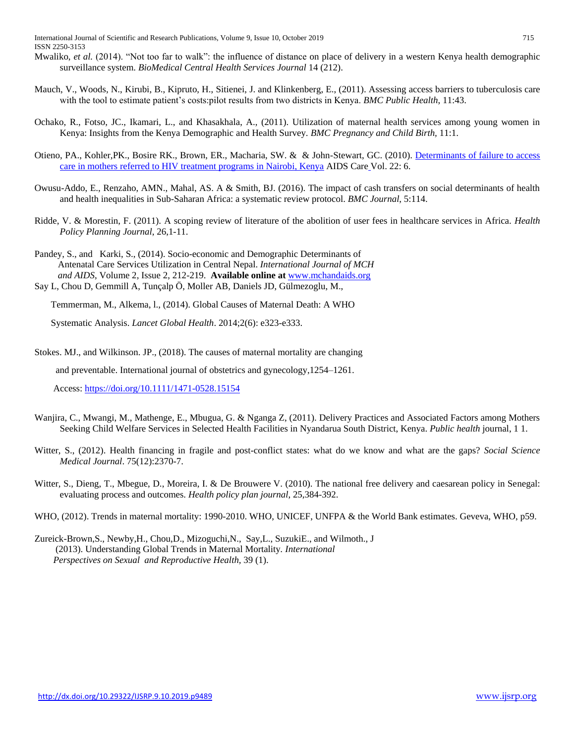Mwaliko, *et al.* (2014). "Not too far to walk": the influence of distance on place of delivery in a western Kenya health demographic surveillance system. *BioMedical Central Health Services Journal* 14 (212).

Mauch, V., Woods, N., Kirubi, B., Kipruto, H., Sitienei, J. and Klinkenberg, E., (2011). Assessing access barriers to tuberculosis care with the tool to estimate patient's costs:pilot results from two districts in Kenya. *BMC Public Health*, 11:43.

Ochako, R., Fotso, JC., Ikamari, L., and Khasakhala, A., (2011). Utilization of maternal health services among young women in Kenya: Insights from the Kenya Demographic and Health Survey. *BMC Pregnancy and Child Birth,* 11:1.

Otieno, PA., Kohler,PK., Bosire RK., Brown, ER., Macharia, SW. & & John-Stewart, GC. (2010). Determinants of failure to access care in mothers referred to HIV treatment programs in Nairobi, Kenya AIDS Care Vol. 22: 6.

Owusu-Addo, E., Renzaho, AMN., Mahal, AS. A & Smith, BJ. (2016). The impact of cash transfers on social determinants of health and health inequalities in Sub-Saharan Africa: a systematic review protocol. *BMC Journal*, 5:114.

Ridde, V. & Morestin, F. (2011). A scoping review of literature of the abolition of user fees in healthcare services in Africa. *Health Policy Planning Journal*, 26,1-11.

Pandey, S., and Karki, S., (2014). Socio-economic and Demographic Determinants of Antenatal Care Services Utilization in Central Nepal. *International Journal of MCH and AIDS*, Volume 2, Issue 2, 212-219. **Available online at** www.mchandaids.org

Say L, Chou D, Gemmill A, Tunçalp Ö, Moller AB, Daniels JD, Gülmezoglu, M., Temmerman, M., Alkema, l., (2014). Global Causes of Maternal Death: A WHO Systematic Analysis. *Lancet Global Health*. 2014;2(6): e323-e333.

Stokes. MJ., and Wilkinson. JP., (2018). The causes of maternal mortality are changing and preventable. International journal of obstetrics and gynecology,1254–1261. Access: https://doi.org/10.1111/1471-0528.15154

Wanjira, C., Mwangi, M., Mathenge, E., Mbugua, G. & Nganga Z, (2011). Delivery Practices and Associated Factors among Mothers Seeking Child Welfare Services in Selected Health Facilities in Nyandarua South District, Kenya. *Public health* journal, 1 1.

Witter, S., (2012). Health financing in fragile and post-conflict states: what do we know and what are the gaps? *Social Science Medical Journal*. 75(12):2370-7.

Witter, S., Dieng, T., Mbegue, D., Moreira, I. & De Brouwere V. (2010). The national free delivery and caesarean policy in Senegal: evaluating process and outcomes. *Health policy plan journal*, 25,384-392.

WHO, (2012). Trends in maternal mortality: 1990-2010. WHO, UNICEF, UNFPA & the World Bank estimates. Geveva, WHO, p59.

Zureick-Brown,S., Newby,H., Chou,D., Mizoguchi,N., Say,L., SuzukiE., and Wilmoth., J (2013). Understanding Global Trends in Maternal Mortality. *International Perspectives on Sexual and Reproductive Health,* 39 (1).